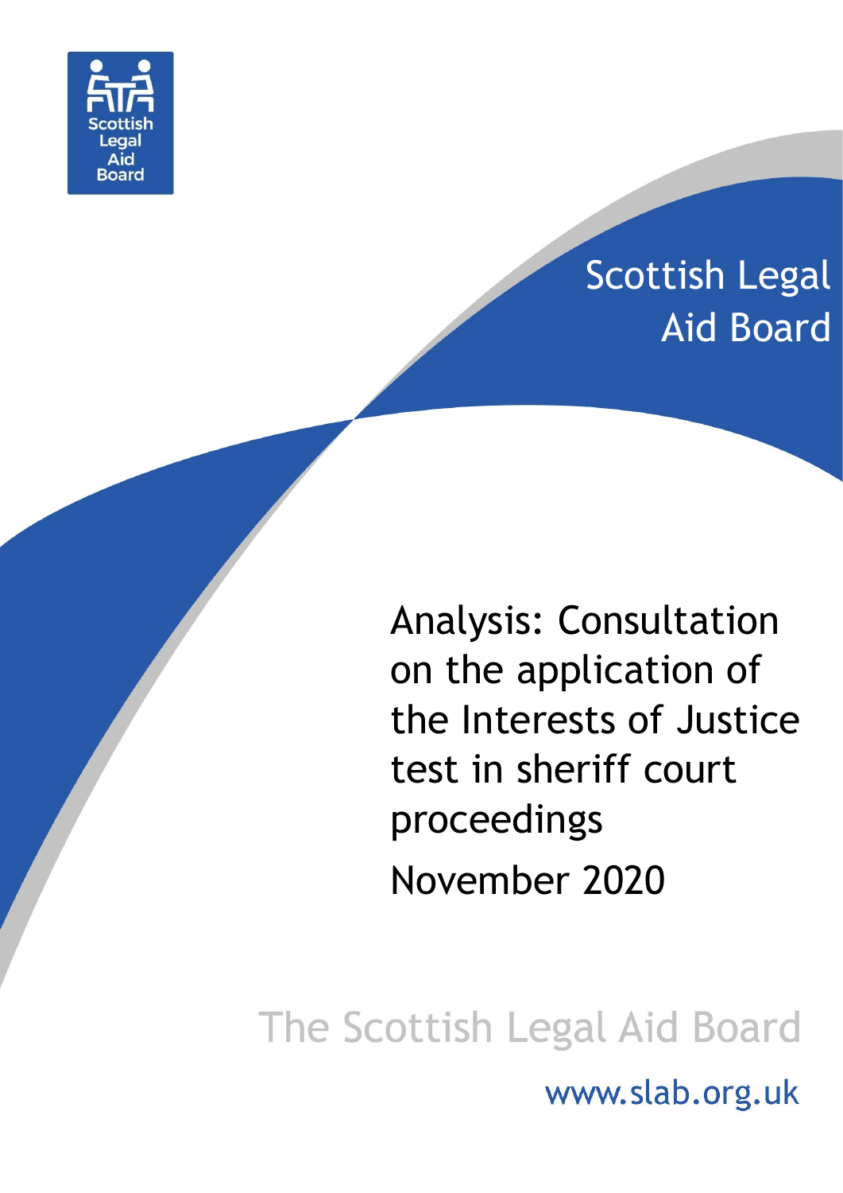Scottish Legal Aid Board

Scottish Legal Aid Board

# Analysis: Consultation on the application of the Interests of Justice test in sheriff court proceedings

November 2020

The Scottish Legal Aid Board

www.slab.org.uk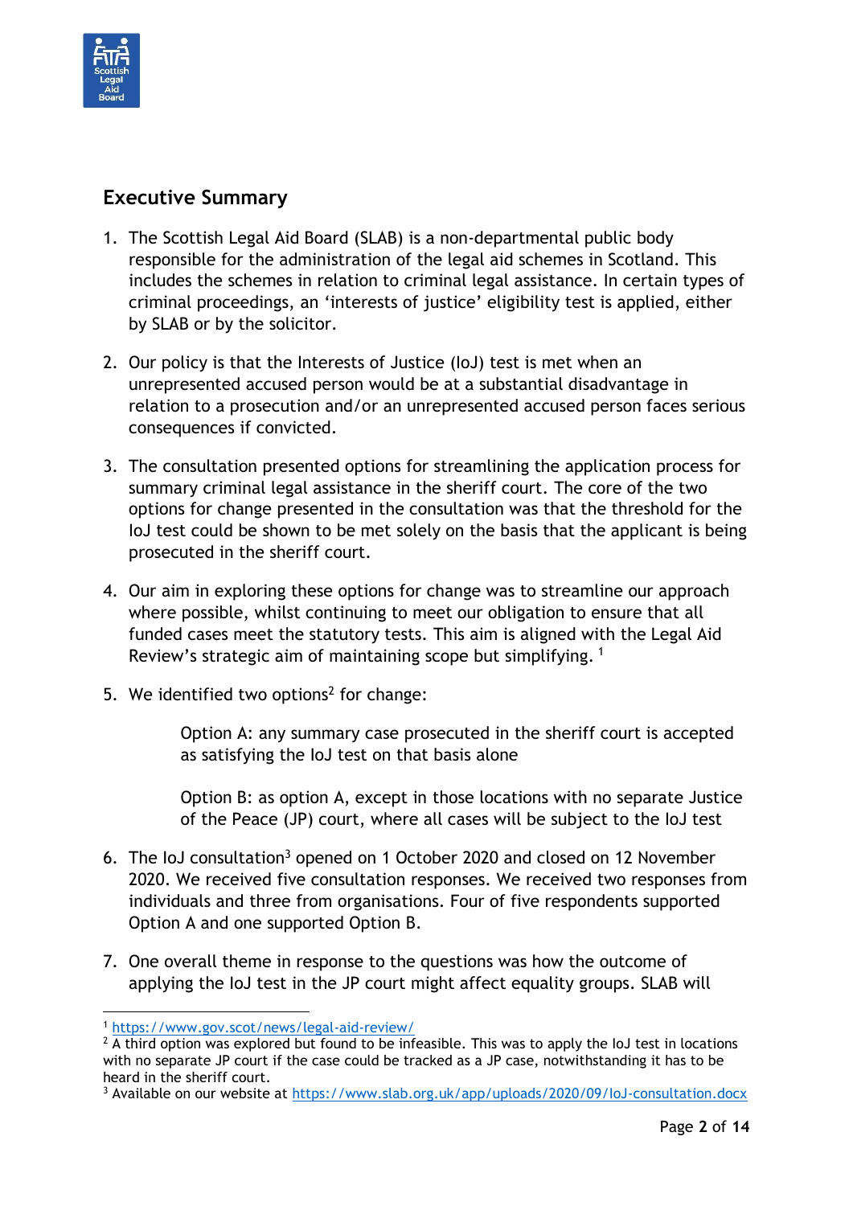## Executive Summary

1. The Scottish Legal Aid Board (SLAB) is a non-departmental public body responsible for the administration of the legal aid schemes in Scotland. This includes the schemes in relation to criminal legal assistance. In certain types of criminal proceedings, an 'interests of justice' eligibility test is applied, either by SLAB or by the solicitor.

2. Our policy is that the Interests of Justice (IoJ) test is met when an unrepresented accused person would be at a substantial disadvantage in relation to a prosecution and/or an unrepresented accused person faces serious consequences if convicted.

3. The consultation presented options for streamlining the application process for summary criminal legal assistance in the sheriff court. The core of the two options for change presented in the consultation was that the threshold for the IoJ test could be shown to be met solely on the basis that the applicant is being prosecuted in the sheriff court.

4. Our aim in exploring these options for change was to streamline our approach where possible, whilst continuing to meet our obligation to ensure that all funded cases meet the statutory tests. This aim is aligned with the Legal Aid Review's strategic aim of maintaining scope but simplifying. [1]

5. We identified two options[2] for change:

   Option A: any summary case prosecuted in the sheriff court is accepted as satisfying the IoJ test on that basis alone

   Option B: as option A, except in those locations with no separate Justice of the Peace (JP) court, where all cases will be subject to the IoJ test

6. The IoJ consultation[3] opened on 1 October 2020 and closed on 12 November 2020. We received five consultation responses. We received two responses from individuals and three from organisations. Four of five respondents supported Option A and one supported Option B.

7. One overall theme in response to the questions was how the outcome of applying the IoJ test in the JP court might affect equality groups. SLAB will

---

[1] https://www.gov.scot/news/legal-aid-review/

[2] A third option was explored but found to be infeasible. This was to apply the IoJ test in locations with no separate JP court if the case could be tracked as a JP case, notwithstanding it has to be heard in the sheriff court.

[3] Available on our website at https://www.slab.org.uk/app/uploads/2020/09/IoJ-consultation.docx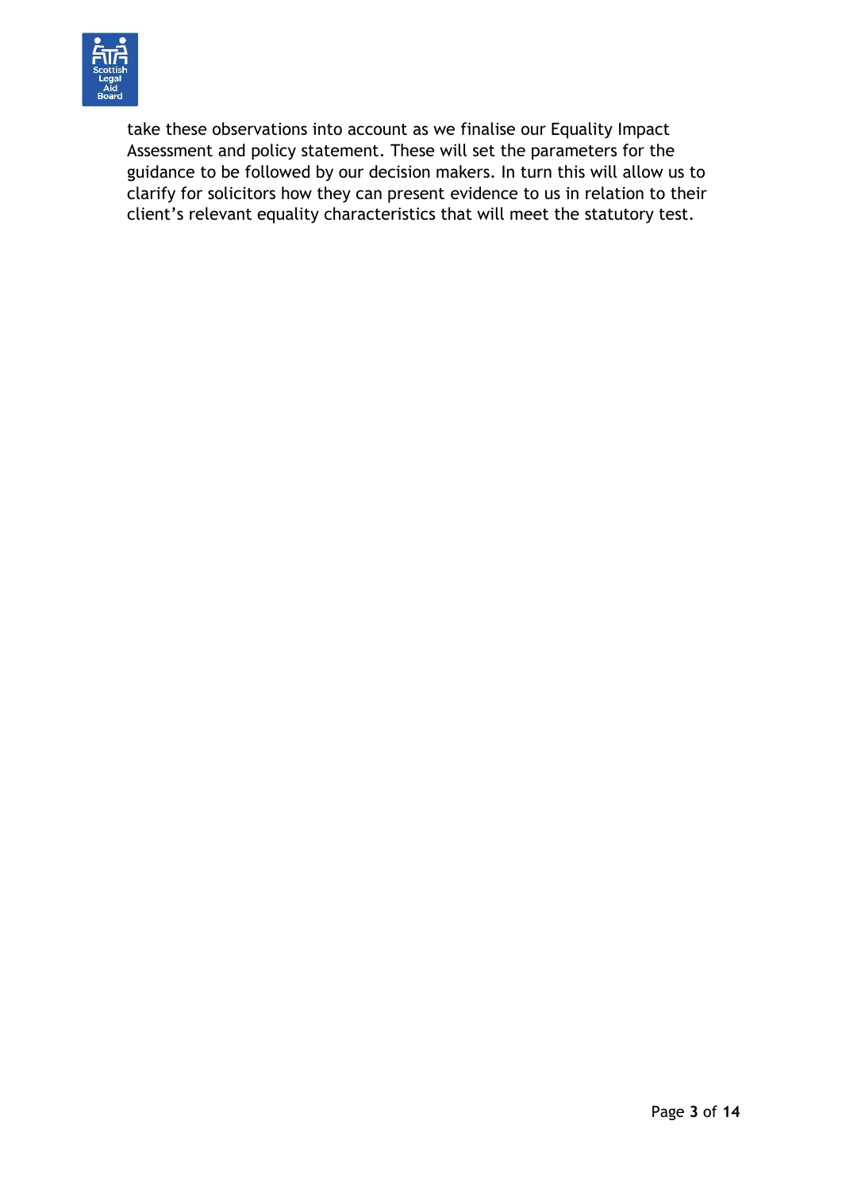take these observations into account as we finalise our Equality Impact Assessment and policy statement. These will set the parameters for the guidance to be followed by our decision makers. In turn this will allow us to clarify for solicitors how they can present evidence to us in relation to their client’s relevant equality characteristics that will meet the statutory test.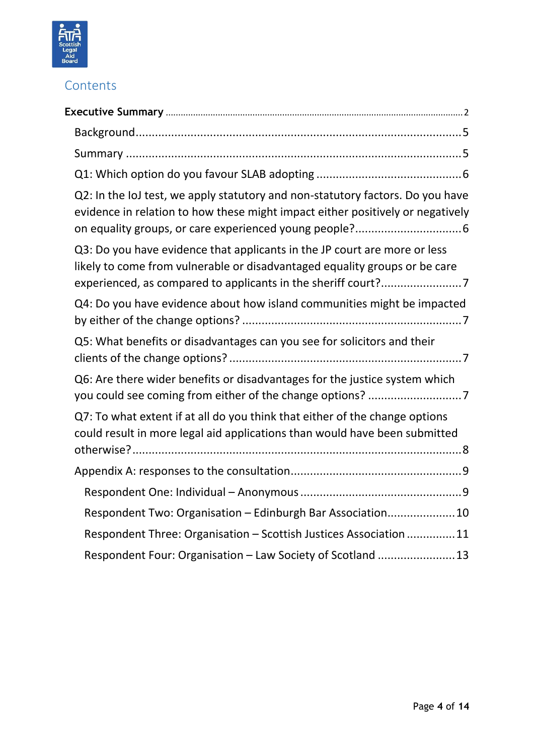## Contents

**Executive Summary** ... 2

- Background ... 5
- Summary ... 5
- Q1: Which option do you favour SLAB adopting ... 6
- Q2: In the IoJ test, we apply statutory and non-statutory factors. Do you have evidence in relation to how these might impact either positively or negatively on equality groups, or care experienced young people? ... 6
- Q3: Do you have evidence that applicants in the JP court are more or less likely to come from vulnerable or disadvantaged equality groups or be care experienced, as compared to applicants in the sheriff court? ... 7
- Q4: Do you have evidence about how island communities might be impacted by either of the change options? ... 7
- Q5: What benefits or disadvantages can you see for solicitors and their clients of the change options? ... 7
- Q6: Are there wider benefits or disadvantages for the justice system which you could see coming from either of the change options? ... 7
- Q7: To what extent if at all do you think that either of the change options could result in more legal aid applications than would have been submitted otherwise? ... 8
- Appendix A: responses to the consultation ... 9
  - Respondent One: Individual – Anonymous ... 9
  - Respondent Two: Organisation – Edinburgh Bar Association ... 10
  - Respondent Three: Organisation – Scottish Justices Association ... 11
  - Respondent Four: Organisation – Law Society of Scotland ... 13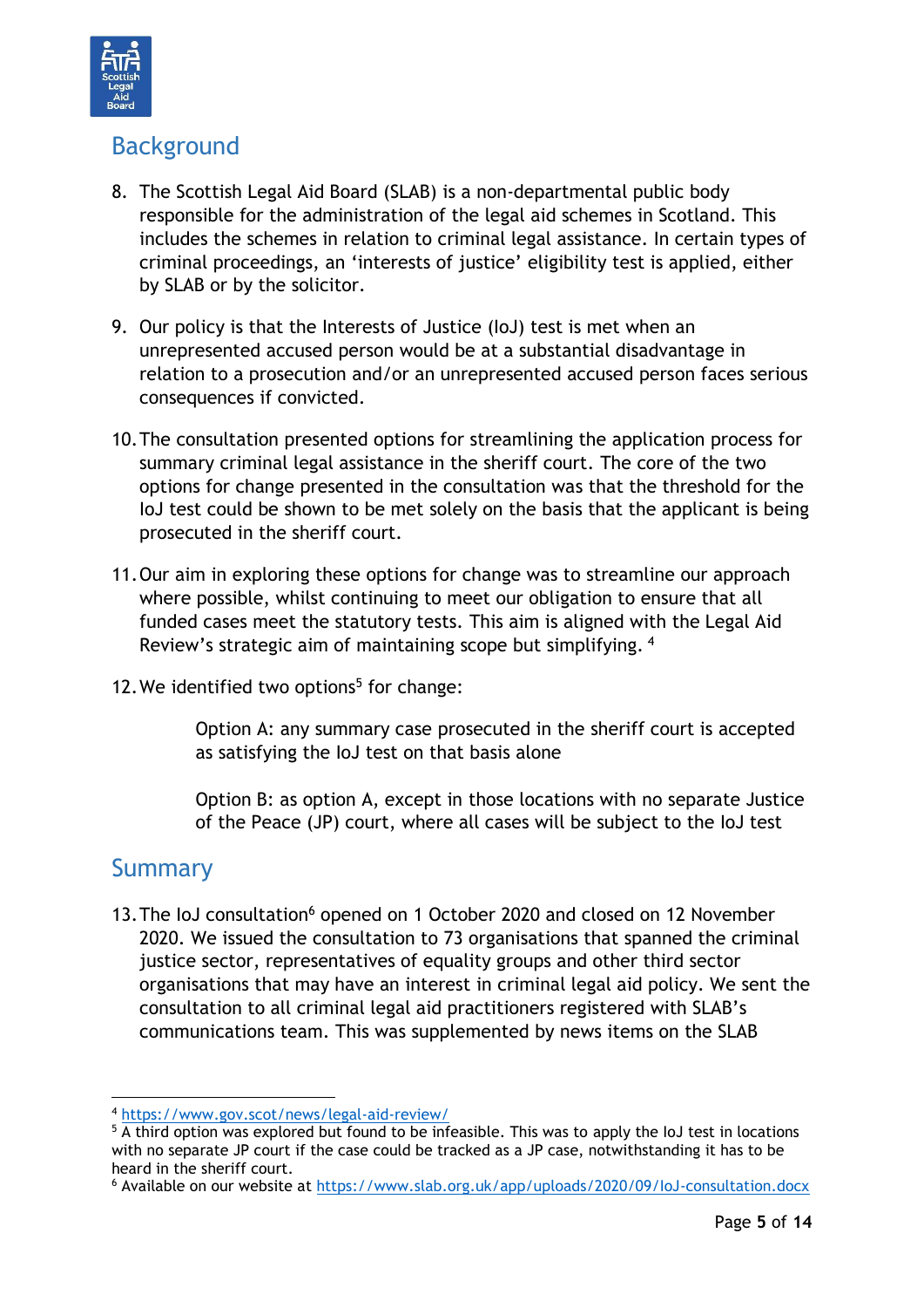## Background

8. The Scottish Legal Aid Board (SLAB) is a non-departmental public body responsible for the administration of the legal aid schemes in Scotland. This includes the schemes in relation to criminal legal assistance. In certain types of criminal proceedings, an 'interests of justice' eligibility test is applied, either by SLAB or by the solicitor.

9. Our policy is that the Interests of Justice (IoJ) test is met when an unrepresented accused person would be at a substantial disadvantage in relation to a prosecution and/or an unrepresented accused person faces serious consequences if convicted.

10. The consultation presented options for streamlining the application process for summary criminal legal assistance in the sheriff court. The core of the two options for change presented in the consultation was that the threshold for the IoJ test could be shown to be met solely on the basis that the applicant is being prosecuted in the sheriff court.

11. Our aim in exploring these options for change was to streamline our approach where possible, whilst continuing to meet our obligation to ensure that all funded cases meet the statutory tests. This aim is aligned with the Legal Aid Review's strategic aim of maintaining scope but simplifying. [4]

12. We identified two options[5] for change:

    Option A: any summary case prosecuted in the sheriff court is accepted as satisfying the IoJ test on that basis alone

    Option B: as option A, except in those locations with no separate Justice of the Peace (JP) court, where all cases will be subject to the IoJ test

## Summary

13. The IoJ consultation[6] opened on 1 October 2020 and closed on 12 November 2020. We issued the consultation to 73 organisations that spanned the criminal justice sector, representatives of equality groups and other third sector organisations that may have an interest in criminal legal aid policy. We sent the consultation to all criminal legal aid practitioners registered with SLAB's communications team. This was supplemented by news items on the SLAB

---

[4] https://www.gov.scot/news/legal-aid-review/

[5] A third option was explored but found to be infeasible. This was to apply the IoJ test in locations with no separate JP court if the case could be tracked as a JP case, notwithstanding it has to be heard in the sheriff court.

[6] Available on our website at https://www.slab.org.uk/app/uploads/2020/09/IoJ-consultation.docx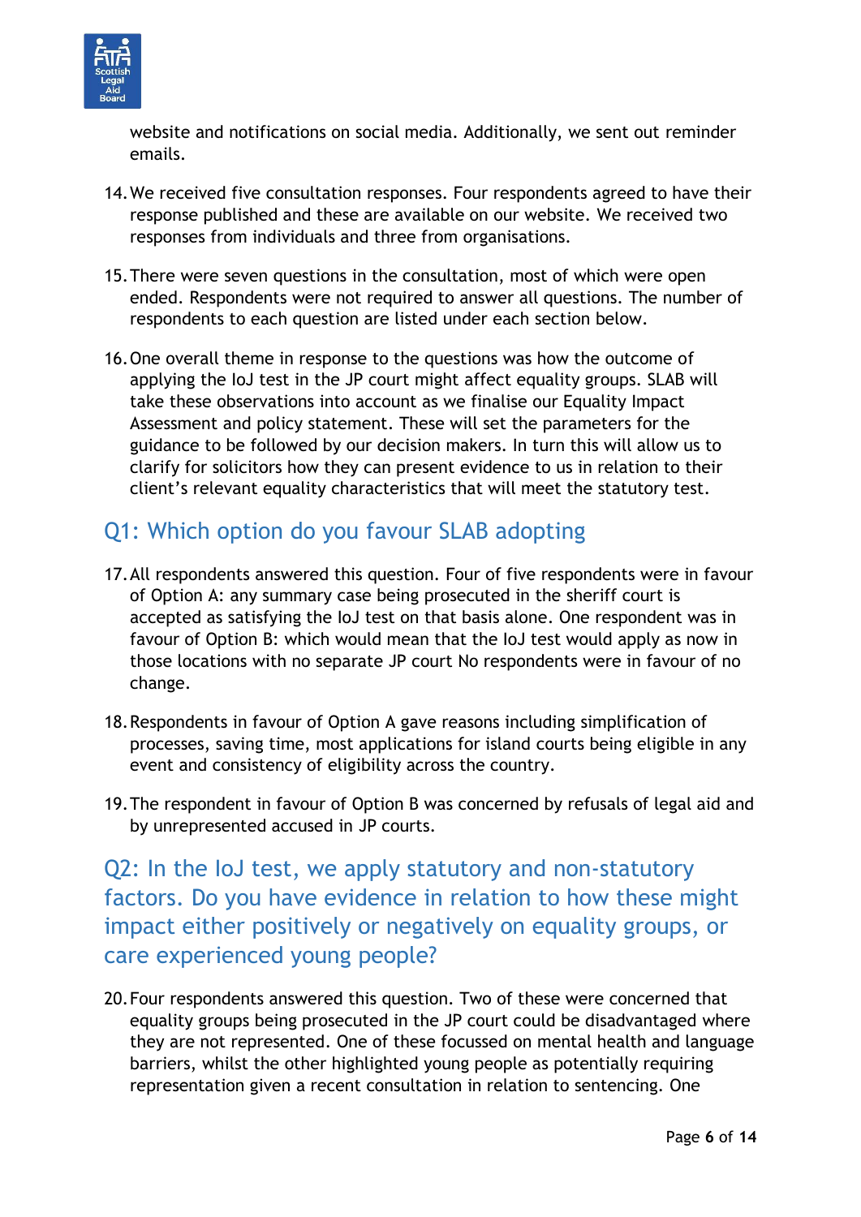website and notifications on social media. Additionally, we sent out reminder emails.

14. We received five consultation responses. Four respondents agreed to have their response published and these are available on our website. We received two responses from individuals and three from organisations.

15. There were seven questions in the consultation, most of which were open ended. Respondents were not required to answer all questions. The number of respondents to each question are listed under each section below.

16. One overall theme in response to the questions was how the outcome of applying the IoJ test in the JP court might affect equality groups. SLAB will take these observations into account as we finalise our Equality Impact Assessment and policy statement. These will set the parameters for the guidance to be followed by our decision makers. In turn this will allow us to clarify for solicitors how they can present evidence to us in relation to their client's relevant equality characteristics that will meet the statutory test.

## Q1: Which option do you favour SLAB adopting

17. All respondents answered this question. Four of five respondents were in favour of Option A: any summary case being prosecuted in the sheriff court is accepted as satisfying the IoJ test on that basis alone. One respondent was in favour of Option B: which would mean that the IoJ test would apply as now in those locations with no separate JP court No respondents were in favour of no change.

18. Respondents in favour of Option A gave reasons including simplification of processes, saving time, most applications for island courts being eligible in any event and consistency of eligibility across the country.

19. The respondent in favour of Option B was concerned by refusals of legal aid and by unrepresented accused in JP courts.

## Q2: In the IoJ test, we apply statutory and non-statutory factors. Do you have evidence in relation to how these might impact either positively or negatively on equality groups, or care experienced young people?

20. Four respondents answered this question. Two of these were concerned that equality groups being prosecuted in the JP court could be disadvantaged where they are not represented. One of these focussed on mental health and language barriers, whilst the other highlighted young people as potentially requiring representation given a recent consultation in relation to sentencing. One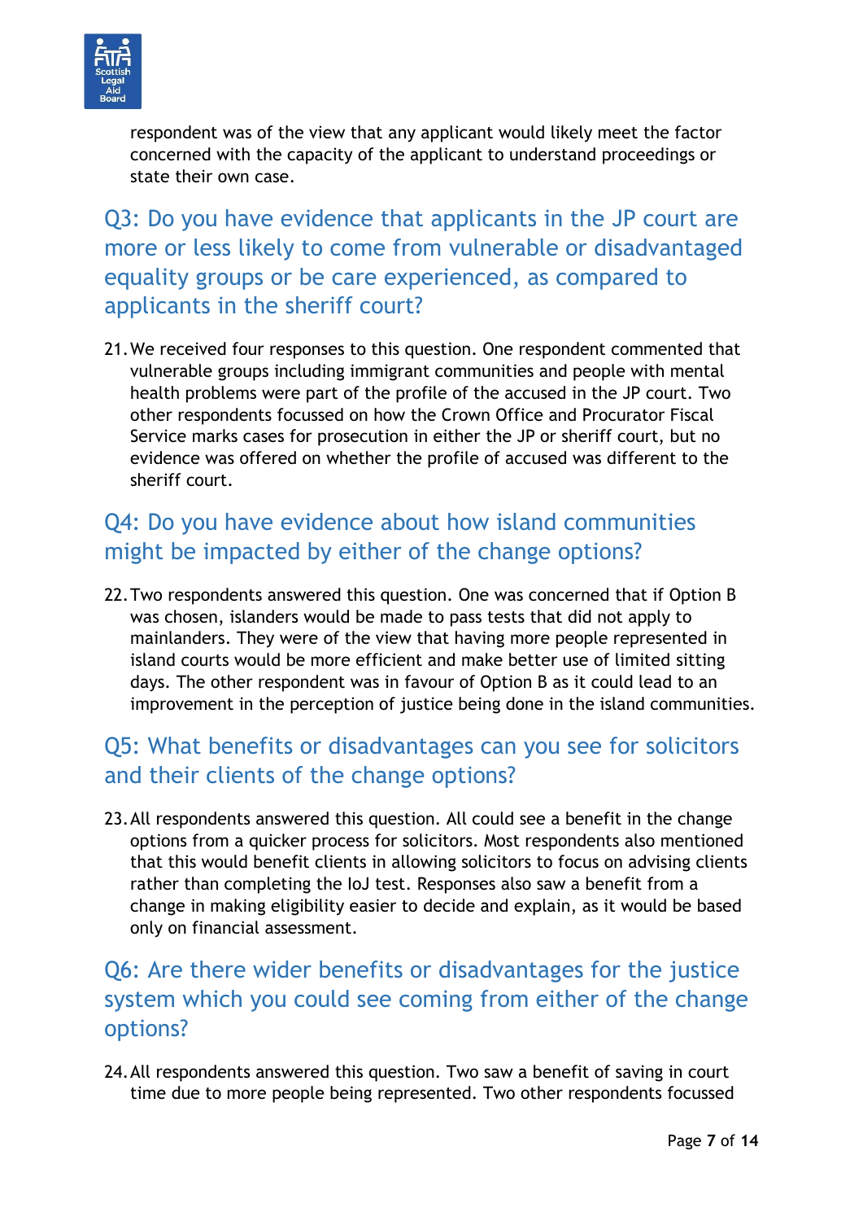respondent was of the view that any applicant would likely meet the factor concerned with the capacity of the applicant to understand proceedings or state their own case.

## Q3: Do you have evidence that applicants in the JP court are more or less likely to come from vulnerable or disadvantaged equality groups or be care experienced, as compared to applicants in the sheriff court?

21. We received four responses to this question. One respondent commented that vulnerable groups including immigrant communities and people with mental health problems were part of the profile of the accused in the JP court. Two other respondents focussed on how the Crown Office and Procurator Fiscal Service marks cases for prosecution in either the JP or sheriff court, but no evidence was offered on whether the profile of accused was different to the sheriff court.

## Q4: Do you have evidence about how island communities might be impacted by either of the change options?

22. Two respondents answered this question. One was concerned that if Option B was chosen, islanders would be made to pass tests that did not apply to mainlanders. They were of the view that having more people represented in island courts would be more efficient and make better use of limited sitting days. The other respondent was in favour of Option B as it could lead to an improvement in the perception of justice being done in the island communities.

## Q5: What benefits or disadvantages can you see for solicitors and their clients of the change options?

23. All respondents answered this question. All could see a benefit in the change options from a quicker process for solicitors. Most respondents also mentioned that this would benefit clients in allowing solicitors to focus on advising clients rather than completing the IoJ test. Responses also saw a benefit from a change in making eligibility easier to decide and explain, as it would be based only on financial assessment.

## Q6: Are there wider benefits or disadvantages for the justice system which you could see coming from either of the change options?

24. All respondents answered this question. Two saw a benefit of saving in court time due to more people being represented. Two other respondents focussed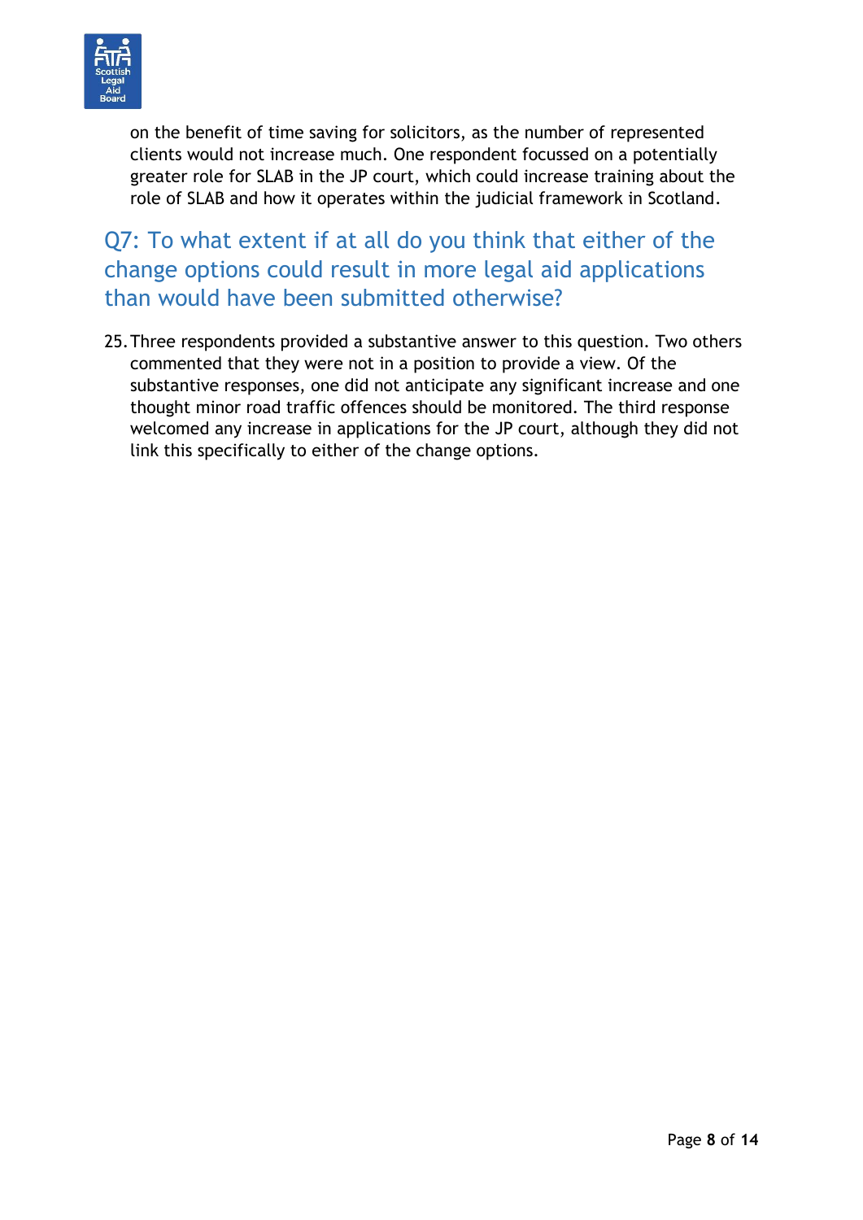on the benefit of time saving for solicitors, as the number of represented clients would not increase much. One respondent focussed on a potentially greater role for SLAB in the JP court, which could increase training about the role of SLAB and how it operates within the judicial framework in Scotland.

## Q7: To what extent if at all do you think that either of the change options could result in more legal aid applications than would have been submitted otherwise?

25. Three respondents provided a substantive answer to this question. Two others commented that they were not in a position to provide a view. Of the substantive responses, one did not anticipate any significant increase and one thought minor road traffic offences should be monitored. The third response welcomed any increase in applications for the JP court, although they did not link this specifically to either of the change options.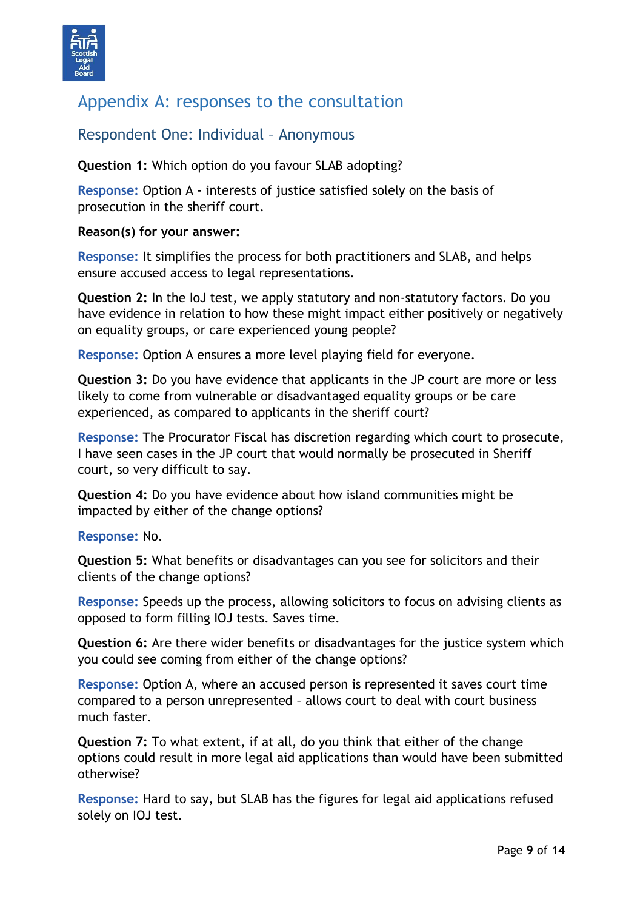## Appendix A: responses to the consultation

### Respondent One: Individual – Anonymous

**Question 1:** Which option do you favour SLAB adopting?

**Response:** Option A - interests of justice satisfied solely on the basis of prosecution in the sheriff court.

**Reason(s) for your answer:**

**Response:** It simplifies the process for both practitioners and SLAB, and helps ensure accused access to legal representations.

**Question 2:** In the IoJ test, we apply statutory and non-statutory factors. Do you have evidence in relation to how these might impact either positively or negatively on equality groups, or care experienced young people?

**Response:** Option A ensures a more level playing field for everyone.

**Question 3:** Do you have evidence that applicants in the JP court are more or less likely to come from vulnerable or disadvantaged equality groups or be care experienced, as compared to applicants in the sheriff court?

**Response:** The Procurator Fiscal has discretion regarding which court to prosecute, I have seen cases in the JP court that would normally be prosecuted in Sheriff court, so very difficult to say.

**Question 4:** Do you have evidence about how island communities might be impacted by either of the change options?

**Response:** No.

**Question 5:** What benefits or disadvantages can you see for solicitors and their clients of the change options?

**Response:** Speeds up the process, allowing solicitors to focus on advising clients as opposed to form filling IOJ tests. Saves time.

**Question 6:** Are there wider benefits or disadvantages for the justice system which you could see coming from either of the change options?

**Response:** Option A, where an accused person is represented it saves court time compared to a person unrepresented – allows court to deal with court business much faster.

**Question 7:** To what extent, if at all, do you think that either of the change options could result in more legal aid applications than would have been submitted otherwise?

**Response:** Hard to say, but SLAB has the figures for legal aid applications refused solely on IOJ test.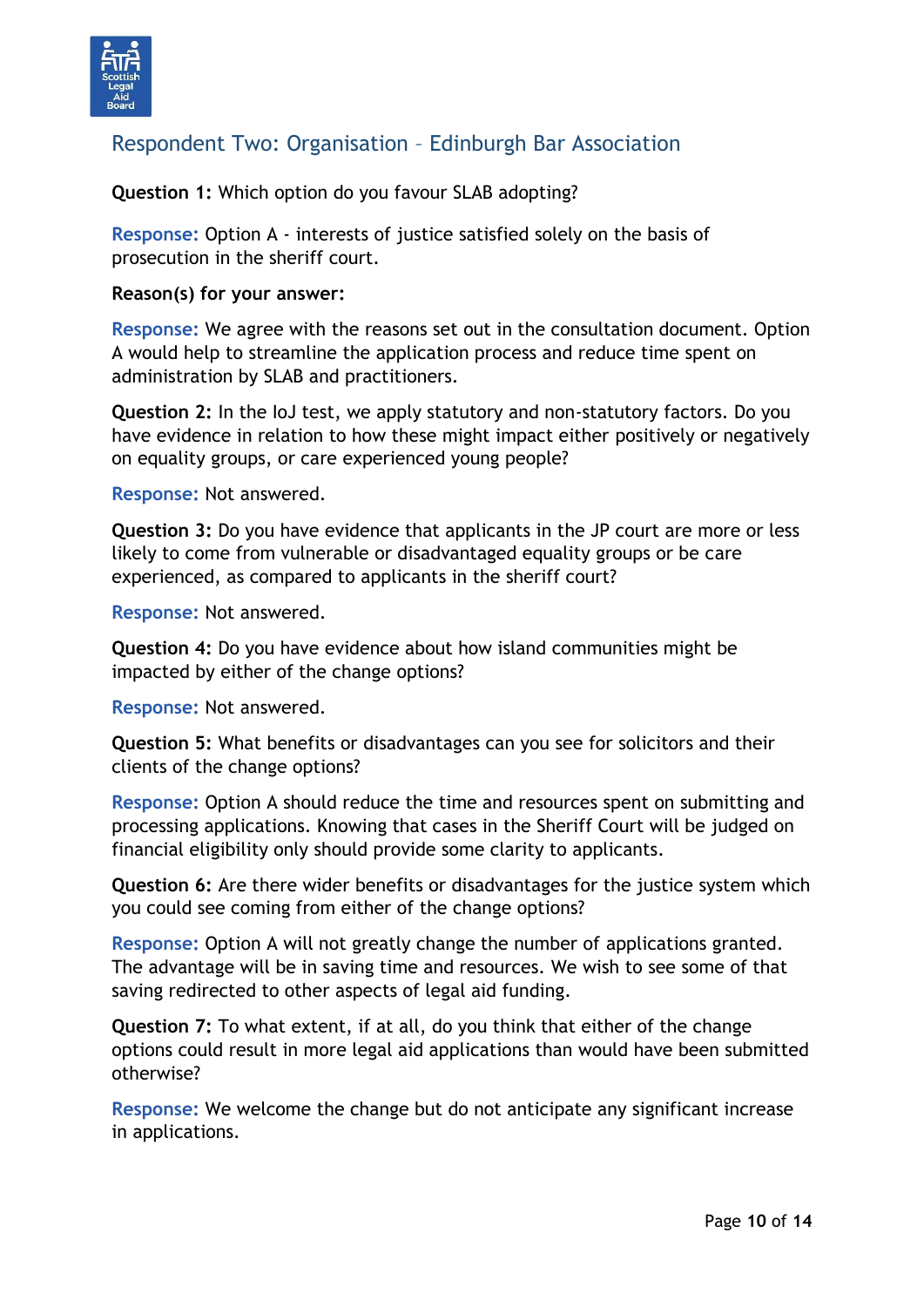## Respondent Two: Organisation – Edinburgh Bar Association

**Question 1:** Which option do you favour SLAB adopting?

**Response:** Option A - interests of justice satisfied solely on the basis of prosecution in the sheriff court.

**Reason(s) for your answer:**

**Response:** We agree with the reasons set out in the consultation document. Option A would help to streamline the application process and reduce time spent on administration by SLAB and practitioners.

**Question 2:** In the IoJ test, we apply statutory and non-statutory factors. Do you have evidence in relation to how these might impact either positively or negatively on equality groups, or care experienced young people?

**Response:** Not answered.

**Question 3:** Do you have evidence that applicants in the JP court are more or less likely to come from vulnerable or disadvantaged equality groups or be care experienced, as compared to applicants in the sheriff court?

**Response:** Not answered.

**Question 4:** Do you have evidence about how island communities might be impacted by either of the change options?

**Response:** Not answered.

**Question 5:** What benefits or disadvantages can you see for solicitors and their clients of the change options?

**Response:** Option A should reduce the time and resources spent on submitting and processing applications. Knowing that cases in the Sheriff Court will be judged on financial eligibility only should provide some clarity to applicants.

**Question 6:** Are there wider benefits or disadvantages for the justice system which you could see coming from either of the change options?

**Response:** Option A will not greatly change the number of applications granted. The advantage will be in saving time and resources. We wish to see some of that saving redirected to other aspects of legal aid funding.

**Question 7:** To what extent, if at all, do you think that either of the change options could result in more legal aid applications than would have been submitted otherwise?

**Response:** We welcome the change but do not anticipate any significant increase in applications.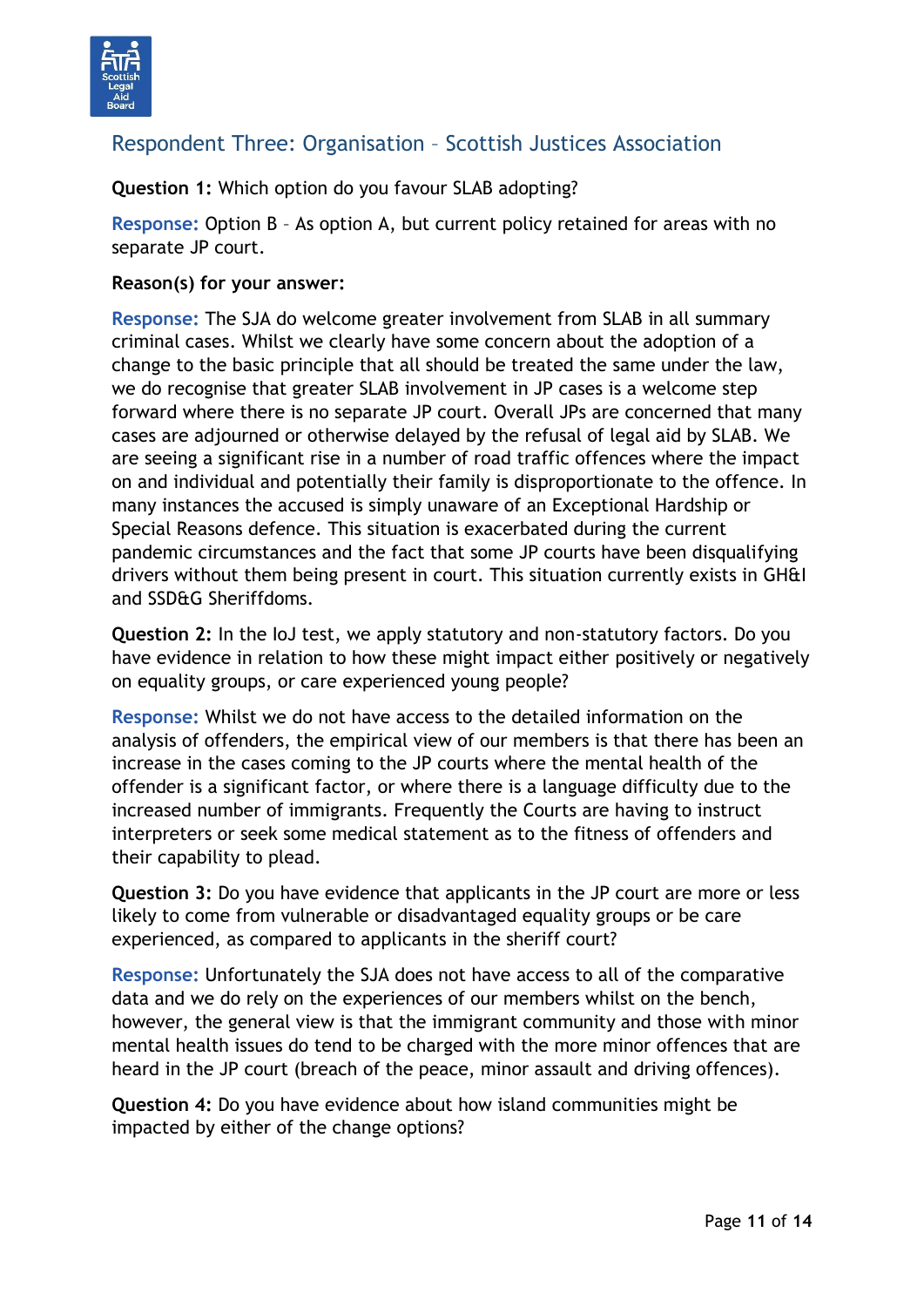## Respondent Three: Organisation – Scottish Justices Association

**Question 1:** Which option do you favour SLAB adopting?

**Response:** Option B – As option A, but current policy retained for areas with no separate JP court.

**Reason(s) for your answer:**

**Response:** The SJA do welcome greater involvement from SLAB in all summary criminal cases. Whilst we clearly have some concern about the adoption of a change to the basic principle that all should be treated the same under the law, we do recognise that greater SLAB involvement in JP cases is a welcome step forward where there is no separate JP court. Overall JPs are concerned that many cases are adjourned or otherwise delayed by the refusal of legal aid by SLAB. We are seeing a significant rise in a number of road traffic offences where the impact on and individual and potentially their family is disproportionate to the offence. In many instances the accused is simply unaware of an Exceptional Hardship or Special Reasons defence. This situation is exacerbated during the current pandemic circumstances and the fact that some JP courts have been disqualifying drivers without them being present in court. This situation currently exists in GH&I and SSD&G Sheriffdoms.

**Question 2:** In the IoJ test, we apply statutory and non-statutory factors. Do you have evidence in relation to how these might impact either positively or negatively on equality groups, or care experienced young people?

**Response:** Whilst we do not have access to the detailed information on the analysis of offenders, the empirical view of our members is that there has been an increase in the cases coming to the JP courts where the mental health of the offender is a significant factor, or where there is a language difficulty due to the increased number of immigrants. Frequently the Courts are having to instruct interpreters or seek some medical statement as to the fitness of offenders and their capability to plead.

**Question 3:** Do you have evidence that applicants in the JP court are more or less likely to come from vulnerable or disadvantaged equality groups or be care experienced, as compared to applicants in the sheriff court?

**Response:** Unfortunately the SJA does not have access to all of the comparative data and we do rely on the experiences of our members whilst on the bench, however, the general view is that the immigrant community and those with minor mental health issues do tend to be charged with the more minor offences that are heard in the JP court (breach of the peace, minor assault and driving offences).

**Question 4:** Do you have evidence about how island communities might be impacted by either of the change options?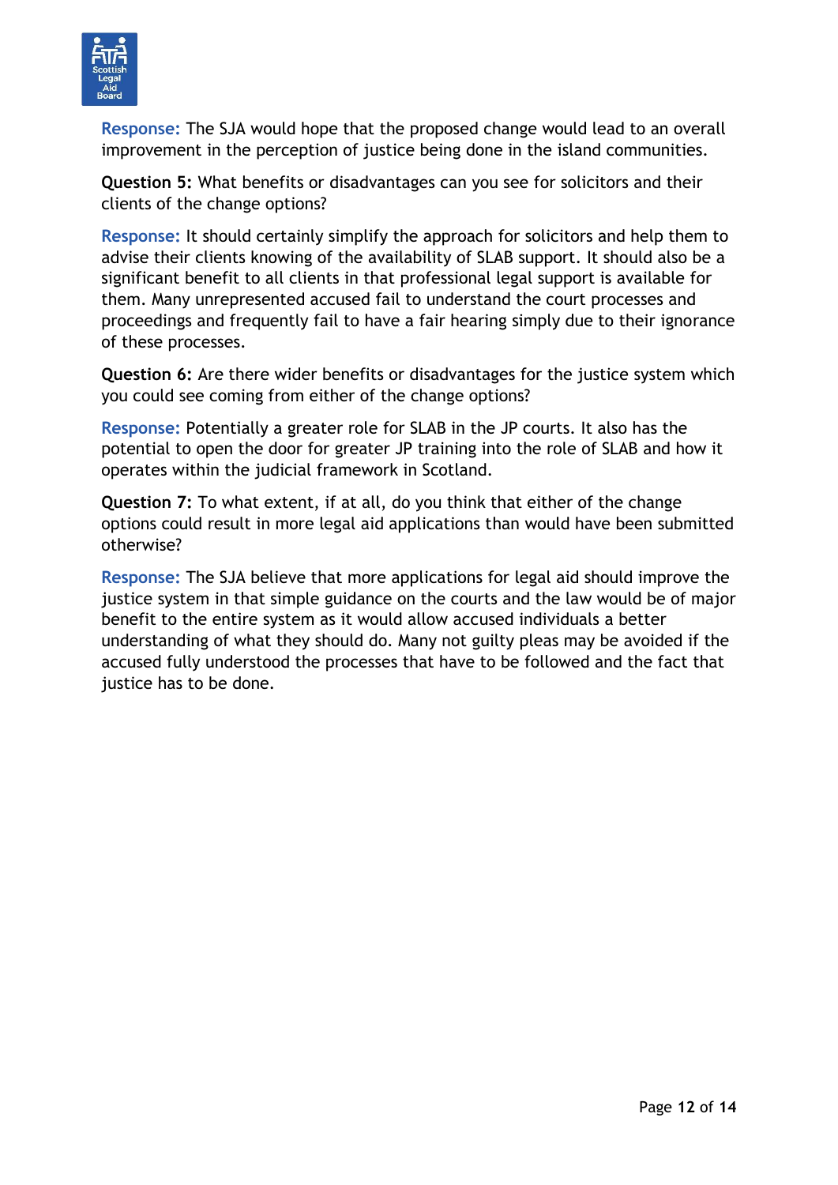**Response:** The SJA would hope that the proposed change would lead to an overall improvement in the perception of justice being done in the island communities.

**Question 5:** What benefits or disadvantages can you see for solicitors and their clients of the change options?

**Response:** It should certainly simplify the approach for solicitors and help them to advise their clients knowing of the availability of SLAB support. It should also be a significant benefit to all clients in that professional legal support is available for them. Many unrepresented accused fail to understand the court processes and proceedings and frequently fail to have a fair hearing simply due to their ignorance of these processes.

**Question 6:** Are there wider benefits or disadvantages for the justice system which you could see coming from either of the change options?

**Response:** Potentially a greater role for SLAB in the JP courts. It also has the potential to open the door for greater JP training into the role of SLAB and how it operates within the judicial framework in Scotland.

**Question 7:** To what extent, if at all, do you think that either of the change options could result in more legal aid applications than would have been submitted otherwise?

**Response:** The SJA believe that more applications for legal aid should improve the justice system in that simple guidance on the courts and the law would be of major benefit to the entire system as it would allow accused individuals a better understanding of what they should do. Many not guilty pleas may be avoided if the accused fully understood the processes that have to be followed and the fact that justice has to be done.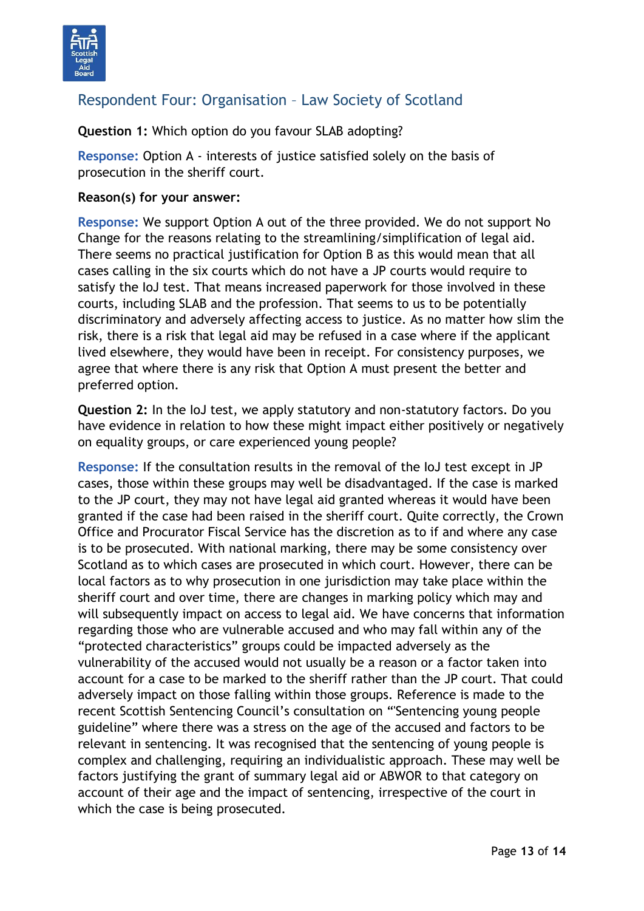## Respondent Four: Organisation – Law Society of Scotland

**Question 1:** Which option do you favour SLAB adopting?

**Response:** Option A - interests of justice satisfied solely on the basis of prosecution in the sheriff court.

**Reason(s) for your answer:**

**Response:** We support Option A out of the three provided. We do not support No Change for the reasons relating to the streamlining/simplification of legal aid. There seems no practical justification for Option B as this would mean that all cases calling in the six courts which do not have a JP courts would require to satisfy the IoJ test. That means increased paperwork for those involved in these courts, including SLAB and the profession. That seems to us to be potentially discriminatory and adversely affecting access to justice. As no matter how slim the risk, there is a risk that legal aid may be refused in a case where if the applicant lived elsewhere, they would have been in receipt. For consistency purposes, we agree that where there is any risk that Option A must present the better and preferred option.

**Question 2:** In the IoJ test, we apply statutory and non-statutory factors. Do you have evidence in relation to how these might impact either positively or negatively on equality groups, or care experienced young people?

**Response:** If the consultation results in the removal of the IoJ test except in JP cases, those within these groups may well be disadvantaged. If the case is marked to the JP court, they may not have legal aid granted whereas it would have been granted if the case had been raised in the sheriff court. Quite correctly, the Crown Office and Procurator Fiscal Service has the discretion as to if and where any case is to be prosecuted. With national marking, there may be some consistency over Scotland as to which cases are prosecuted in which court. However, there can be local factors as to why prosecution in one jurisdiction may take place within the sheriff court and over time, there are changes in marking policy which may and will subsequently impact on access to legal aid. We have concerns that information regarding those who are vulnerable accused and who may fall within any of the "protected characteristics" groups could be impacted adversely as the vulnerability of the accused would not usually be a reason or a factor taken into account for a case to be marked to the sheriff rather than the JP court. That could adversely impact on those falling within those groups. Reference is made to the recent Scottish Sentencing Council's consultation on "'Sentencing young people guideline" where there was a stress on the age of the accused and factors to be relevant in sentencing. It was recognised that the sentencing of young people is complex and challenging, requiring an individualistic approach. These may well be factors justifying the grant of summary legal aid or ABWOR to that category on account of their age and the impact of sentencing, irrespective of the court in which the case is being prosecuted.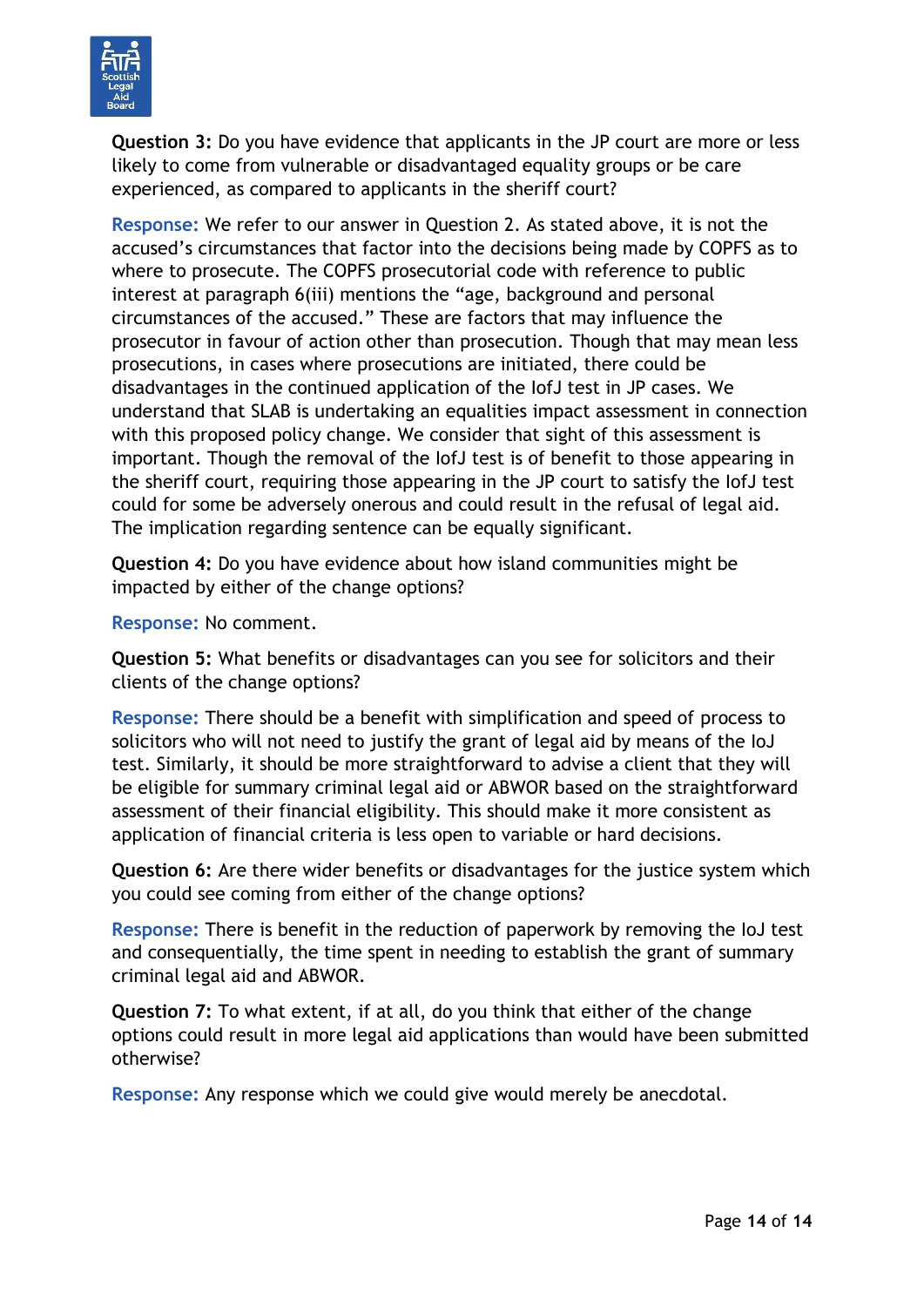**Question 3:** Do you have evidence that applicants in the JP court are more or less likely to come from vulnerable or disadvantaged equality groups or be care experienced, as compared to applicants in the sheriff court?

**Response:** We refer to our answer in Question 2. As stated above, it is not the accused's circumstances that factor into the decisions being made by COPFS as to where to prosecute. The COPFS prosecutorial code with reference to public interest at paragraph 6(iii) mentions the "age, background and personal circumstances of the accused." These are factors that may influence the prosecutor in favour of action other than prosecution. Though that may mean less prosecutions, in cases where prosecutions are initiated, there could be disadvantages in the continued application of the IofJ test in JP cases. We understand that SLAB is undertaking an equalities impact assessment in connection with this proposed policy change. We consider that sight of this assessment is important. Though the removal of the IofJ test is of benefit to those appearing in the sheriff court, requiring those appearing in the JP court to satisfy the IofJ test could for some be adversely onerous and could result in the refusal of legal aid. The implication regarding sentence can be equally significant.

**Question 4:** Do you have evidence about how island communities might be impacted by either of the change options?

**Response:** No comment.

**Question 5:** What benefits or disadvantages can you see for solicitors and their clients of the change options?

**Response:** There should be a benefit with simplification and speed of process to solicitors who will not need to justify the grant of legal aid by means of the IoJ test. Similarly, it should be more straightforward to advise a client that they will be eligible for summary criminal legal aid or ABWOR based on the straightforward assessment of their financial eligibility. This should make it more consistent as application of financial criteria is less open to variable or hard decisions.

**Question 6:** Are there wider benefits or disadvantages for the justice system which you could see coming from either of the change options?

**Response:** There is benefit in the reduction of paperwork by removing the IoJ test and consequentially, the time spent in needing to establish the grant of summary criminal legal aid and ABWOR.

**Question 7:** To what extent, if at all, do you think that either of the change options could result in more legal aid applications than would have been submitted otherwise?

**Response:** Any response which we could give would merely be anecdotal.